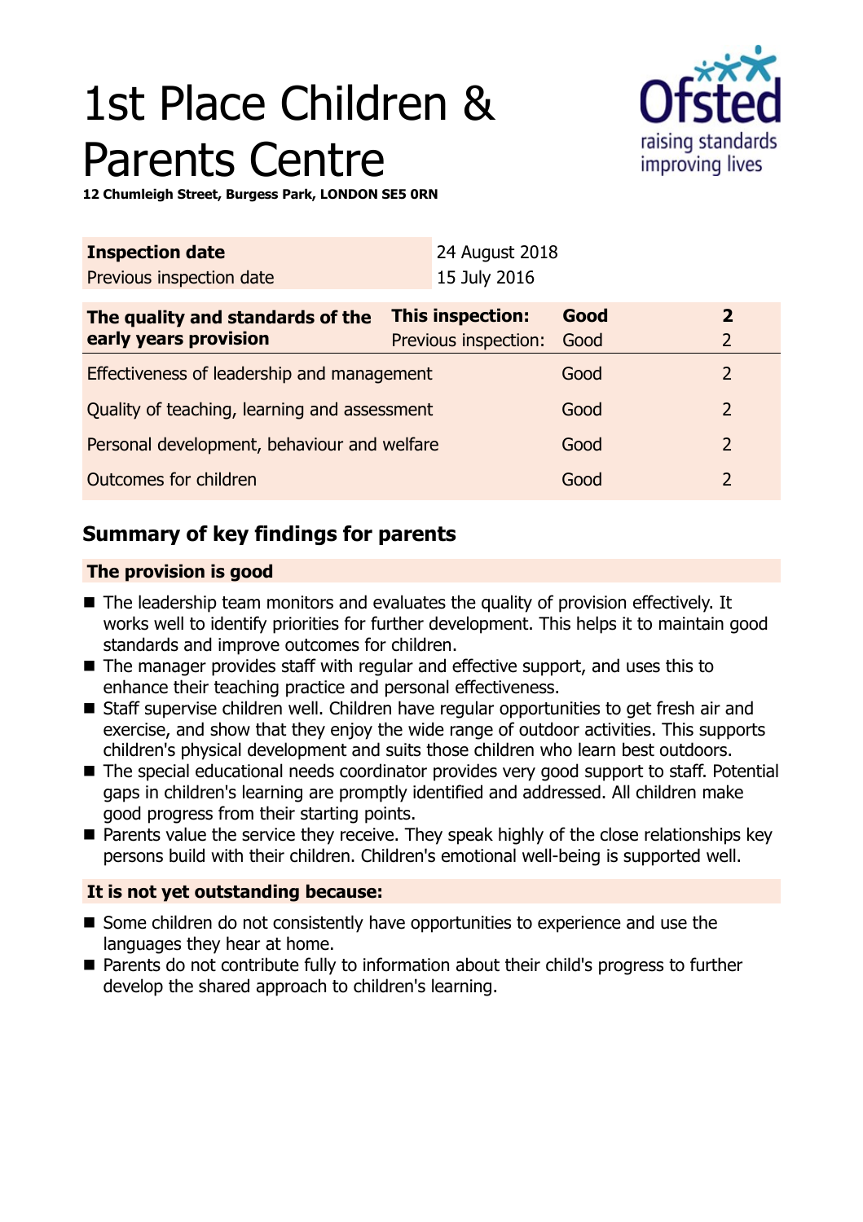# 1st Place Children & Parents Centre

**12 Chumleigh Street, Burgess Park, LONDON SE5 0RN**

| **Inspection date** | 24 August 2018 |
| --- | --- |
| Previous inspection date | 15 July 2016 |

| **The quality and standards of the early years provision** | **This inspection:** | **Good** | **2** |
| --- | --- | --- | --- |
| | Previous inspection: | Good | 2 |
| Effectiveness of leadership and management | | Good | 2 |
| Quality of teaching, learning and assessment | | Good | 2 |
| Personal development, behaviour and welfare | | Good | 2 |
| Outcomes for children | | Good | 2 |

## Summary of key findings for parents

### The provision is good

- The leadership team monitors and evaluates the quality of provision effectively. It works well to identify priorities for further development. This helps it to maintain good standards and improve outcomes for children.
- The manager provides staff with regular and effective support, and uses this to enhance their teaching practice and personal effectiveness.
- Staff supervise children well. Children have regular opportunities to get fresh air and exercise, and show that they enjoy the wide range of outdoor activities. This supports children's physical development and suits those children who learn best outdoors.
- The special educational needs coordinator provides very good support to staff. Potential gaps in children's learning are promptly identified and addressed. All children make good progress from their starting points.
- Parents value the service they receive. They speak highly of the close relationships key persons build with their children. Children's emotional well-being is supported well.

### It is not yet outstanding because:

- Some children do not consistently have opportunities to experience and use the languages they hear at home.
- Parents do not contribute fully to information about their child's progress to further develop the shared approach to children's learning.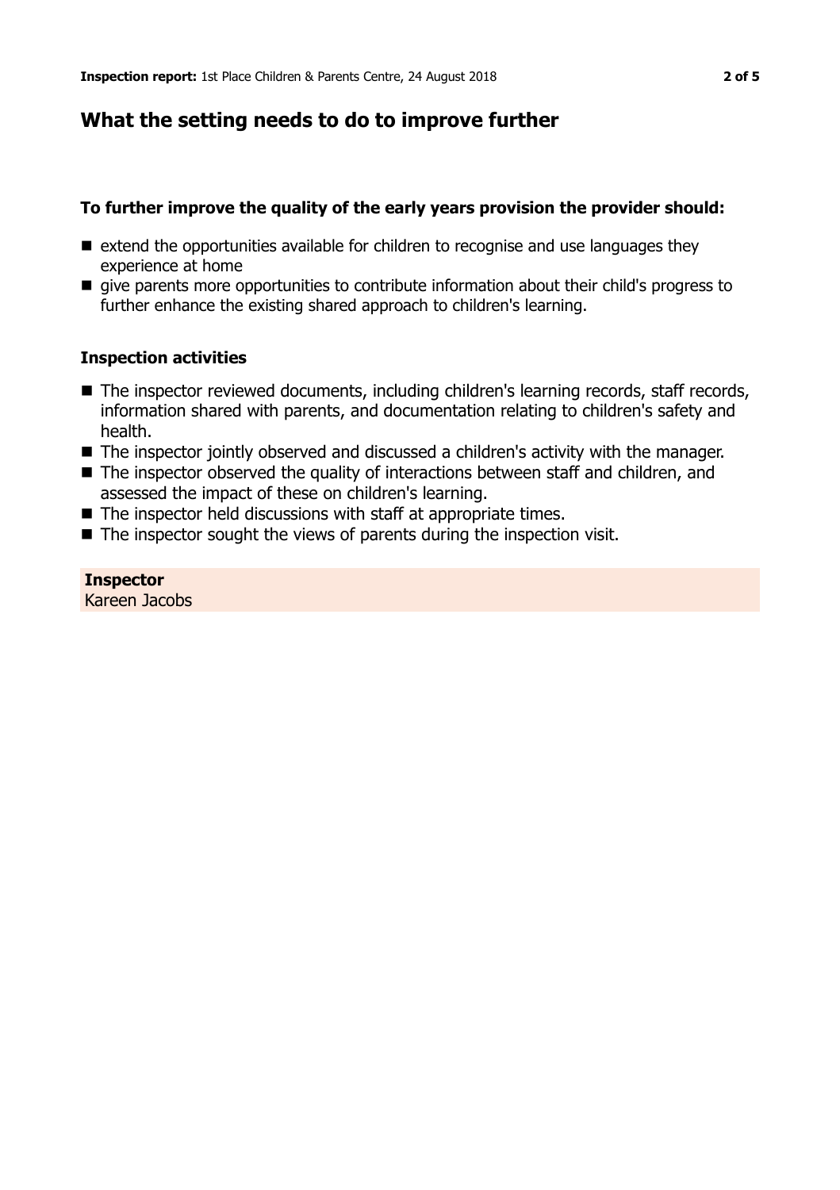## What the setting needs to do to improve further

### To further improve the quality of the early years provision the provider should:

- extend the opportunities available for children to recognise and use languages they experience at home
- give parents more opportunities to contribute information about their child's progress to further enhance the existing shared approach to children's learning.

### Inspection activities

- The inspector reviewed documents, including children's learning records, staff records, information shared with parents, and documentation relating to children's safety and health.
- The inspector jointly observed and discussed a children's activity with the manager.
- The inspector observed the quality of interactions between staff and children, and assessed the impact of these on children's learning.
- The inspector held discussions with staff at appropriate times.
- The inspector sought the views of parents during the inspection visit.

**Inspector**
Kareen Jacobs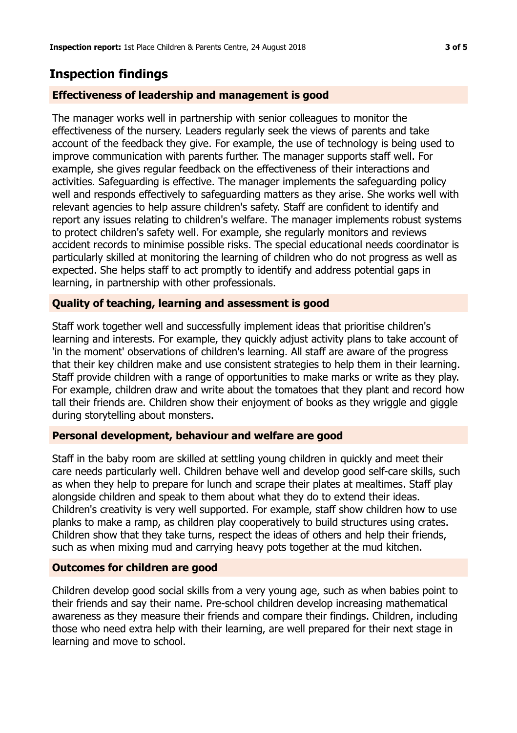## Inspection findings

### Effectiveness of leadership and management is good

The manager works well in partnership with senior colleagues to monitor the effectiveness of the nursery. Leaders regularly seek the views of parents and take account of the feedback they give. For example, the use of technology is being used to improve communication with parents further. The manager supports staff well. For example, she gives regular feedback on the effectiveness of their interactions and activities. Safeguarding is effective. The manager implements the safeguarding policy well and responds effectively to safeguarding matters as they arise. She works well with relevant agencies to help assure children's safety. Staff are confident to identify and report any issues relating to children's welfare. The manager implements robust systems to protect children's safety well. For example, she regularly monitors and reviews accident records to minimise possible risks. The special educational needs coordinator is particularly skilled at monitoring the learning of children who do not progress as well as expected. She helps staff to act promptly to identify and address potential gaps in learning, in partnership with other professionals.

### Quality of teaching, learning and assessment is good

Staff work together well and successfully implement ideas that prioritise children's learning and interests. For example, they quickly adjust activity plans to take account of 'in the moment' observations of children's learning. All staff are aware of the progress that their key children make and use consistent strategies to help them in their learning. Staff provide children with a range of opportunities to make marks or write as they play. For example, children draw and write about the tomatoes that they plant and record how tall their friends are. Children show their enjoyment of books as they wriggle and giggle during storytelling about monsters.

### Personal development, behaviour and welfare are good

Staff in the baby room are skilled at settling young children in quickly and meet their care needs particularly well. Children behave well and develop good self-care skills, such as when they help to prepare for lunch and scrape their plates at mealtimes. Staff play alongside children and speak to them about what they do to extend their ideas. Children's creativity is very well supported. For example, staff show children how to use planks to make a ramp, as children play cooperatively to build structures using crates. Children show that they take turns, respect the ideas of others and help their friends, such as when mixing mud and carrying heavy pots together at the mud kitchen.

### Outcomes for children are good

Children develop good social skills from a very young age, such as when babies point to their friends and say their name. Pre-school children develop increasing mathematical awareness as they measure their friends and compare their findings. Children, including those who need extra help with their learning, are well prepared for their next stage in learning and move to school.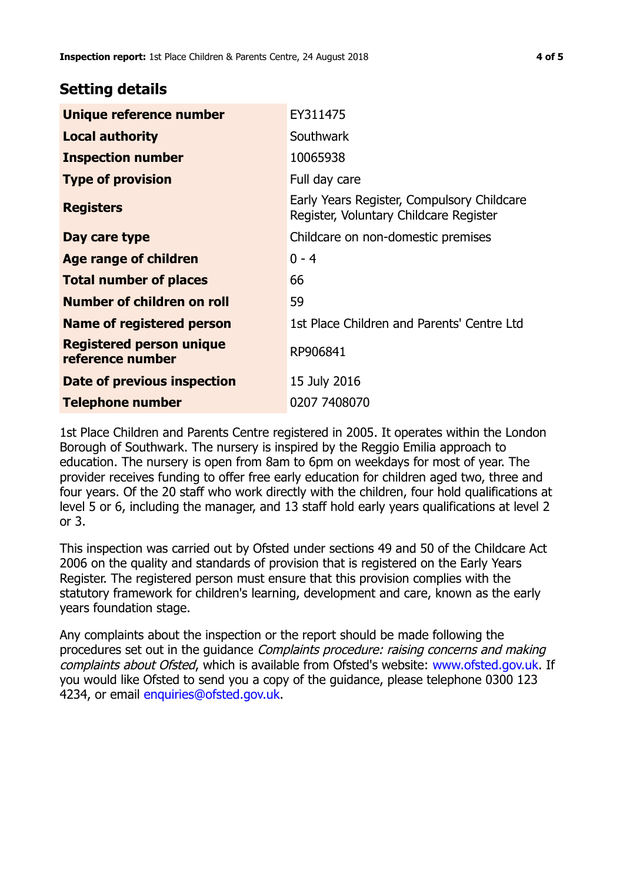## Setting details

| | |
|---|---|
| **Unique reference number** | EY311475 |
| **Local authority** | Southwark |
| **Inspection number** | 10065938 |
| **Type of provision** | Full day care |
| **Registers** | Early Years Register, Compulsory Childcare Register, Voluntary Childcare Register |
| **Day care type** | Childcare on non-domestic premises |
| **Age range of children** | 0 - 4 |
| **Total number of places** | 66 |
| **Number of children on roll** | 59 |
| **Name of registered person** | 1st Place Children and Parents' Centre Ltd |
| **Registered person unique reference number** | RP906841 |
| **Date of previous inspection** | 15 July 2016 |
| **Telephone number** | 0207 7408070 |

1st Place Children and Parents Centre registered in 2005. It operates within the London Borough of Southwark. The nursery is inspired by the Reggio Emilia approach to education. The nursery is open from 8am to 6pm on weekdays for most of year. The provider receives funding to offer free early education for children aged two, three and four years. Of the 20 staff who work directly with the children, four hold qualifications at level 5 or 6, including the manager, and 13 staff hold early years qualifications at level 2 or 3.

This inspection was carried out by Ofsted under sections 49 and 50 of the Childcare Act 2006 on the quality and standards of provision that is registered on the Early Years Register. The registered person must ensure that this provision complies with the statutory framework for children's learning, development and care, known as the early years foundation stage.

Any complaints about the inspection or the report should be made following the procedures set out in the guidance *Complaints procedure: raising concerns and making complaints about Ofsted*, which is available from Ofsted's website: www.ofsted.gov.uk. If you would like Ofsted to send you a copy of the guidance, please telephone 0300 123 4234, or email enquiries@ofsted.gov.uk.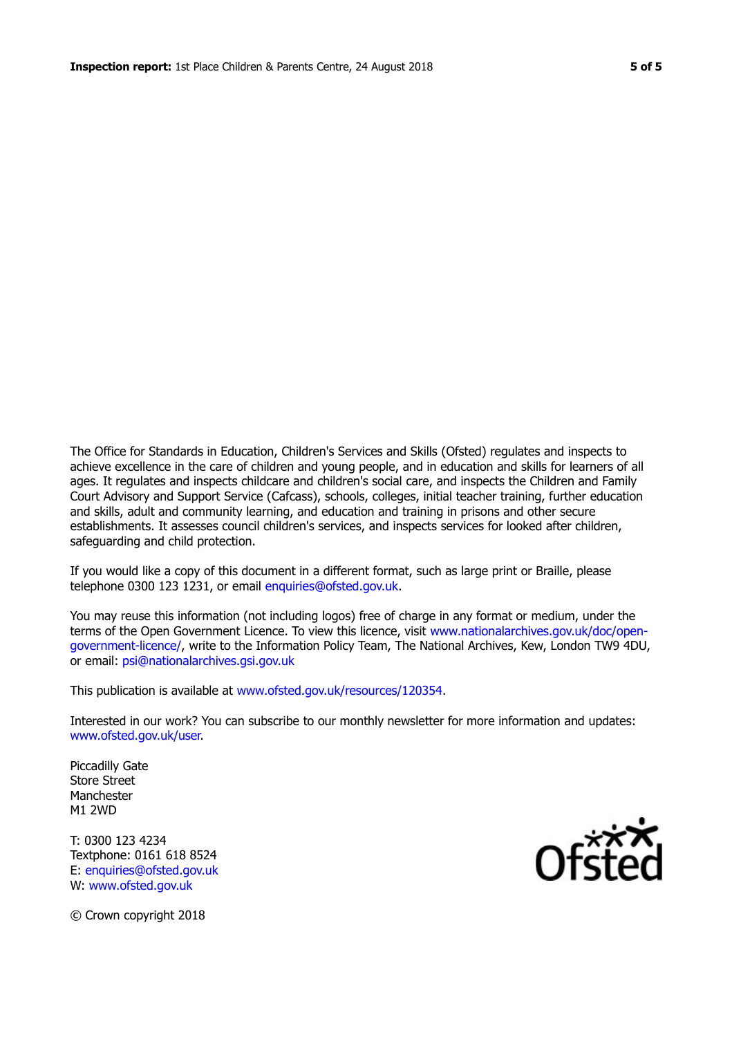The Office for Standards in Education, Children's Services and Skills (Ofsted) regulates and inspects to achieve excellence in the care of children and young people, and in education and skills for learners of all ages. It regulates and inspects childcare and children's social care, and inspects the Children and Family Court Advisory and Support Service (Cafcass), schools, colleges, initial teacher training, further education and skills, adult and community learning, and education and training in prisons and other secure establishments. It assesses council children's services, and inspects services for looked after children, safeguarding and child protection.

If you would like a copy of this document in a different format, such as large print or Braille, please telephone 0300 123 1231, or email enquiries@ofsted.gov.uk.

You may reuse this information (not including logos) free of charge in any format or medium, under the terms of the Open Government Licence. To view this licence, visit www.nationalarchives.gov.uk/doc/open-government-licence/, write to the Information Policy Team, The National Archives, Kew, London TW9 4DU, or email: psi@nationalarchives.gsi.gov.uk

This publication is available at www.ofsted.gov.uk/resources/120354.

Interested in our work? You can subscribe to our monthly newsletter for more information and updates: www.ofsted.gov.uk/user.

Piccadilly Gate
Store Street
Manchester
M1 2WD

T: 0300 123 4234
Textphone: 0161 618 8524
E: enquiries@ofsted.gov.uk
W: www.ofsted.gov.uk

© Crown copyright 2018